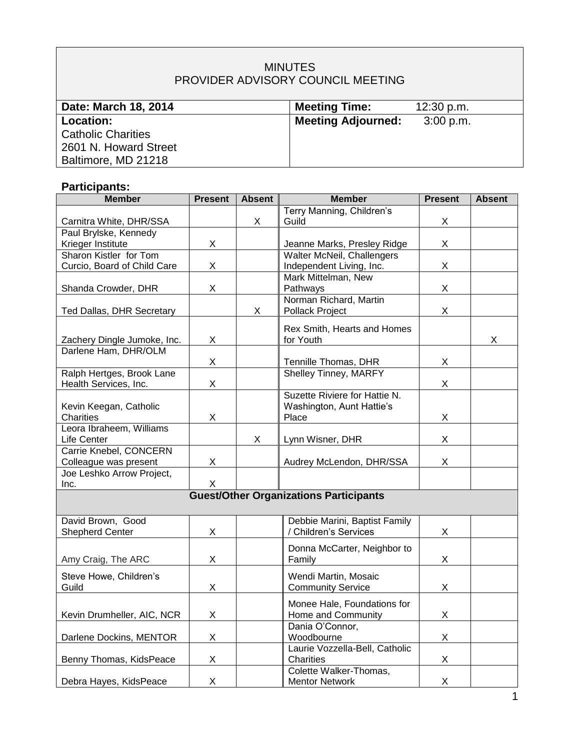# MINUTES
## PROVIDER ADVISORY COUNCIL MEETING

| **Date: March 18, 2014** | **Meeting Time:** 12:30 p.m. |
|---|---|
| **Location:**<br>Catholic Charities<br>2601 N. Howard Street<br>Baltimore, MD 21218 | **Meeting Adjourned:** 3:00 p.m. |

### Participants:

| Member | Present | Absent | Member | Present | Absent |
|---|---|---|---|---|---|
| Carnitra White, DHR/SSA | | X | Terry Manning, Children's Guild | X | |
| Paul Brylske, Kennedy Krieger Institute | X | | Jeanne Marks, Presley Ridge | X | |
| Sharon Kistler for Tom Curcio, Board of Child Care | X | | Walter McNeil, Challengers Independent Living, Inc. | X | |
| Shanda Crowder, DHR | X | | Mark Mittelman, New Pathways | X | |
| Ted Dallas, DHR Secretary | | X | Norman Richard, Martin Pollack Project | X | |
| Zachery Dingle Jumoke, Inc. | X | | Rex Smith, Hearts and Homes for Youth | | X |
| Darlene Ham, DHR/OLM | X | | Tennille Thomas, DHR | X | |
| Ralph Hertges, Brook Lane Health Services, Inc. | X | | Shelley Tinney, MARFY | X | |
| Kevin Keegan, Catholic Charities | X | | Suzette Riviere for Hattie N. Washington, Aunt Hattie's Place | X | |
| Leora Ibraheem, Williams Life Center | | X | Lynn Wisner, DHR | X | |
| Carrie Knebel, CONCERN Colleague was present | X | | Audrey McLendon, DHR/SSA | X | |
| Joe Leshko Arrow Project, Inc. | X | | | | |
| **Guest/Other Organizations Participants** | | | | | |
| David Brown, Good Shepherd Center | X | | Debbie Marini, Baptist Family / Children's Services | X | |
| Amy Craig, The ARC | X | | Donna McCarter, Neighbor to Family | X | |
| Steve Howe, Children's Guild | X | | Wendi Martin, Mosaic Community Service | X | |
| Kevin Drumheller, AIC, NCR | X | | Monee Hale, Foundations for Home and Community | X | |
| Darlene Dockins, MENTOR | X | | Dania O'Connor, Woodbourne | X | |
| Benny Thomas, KidsPeace | X | | Laurie Vozzella-Bell, Catholic Charities | X | |
| Debra Hayes, KidsPeace | X | | Colette Walker-Thomas, Mentor Network | X | |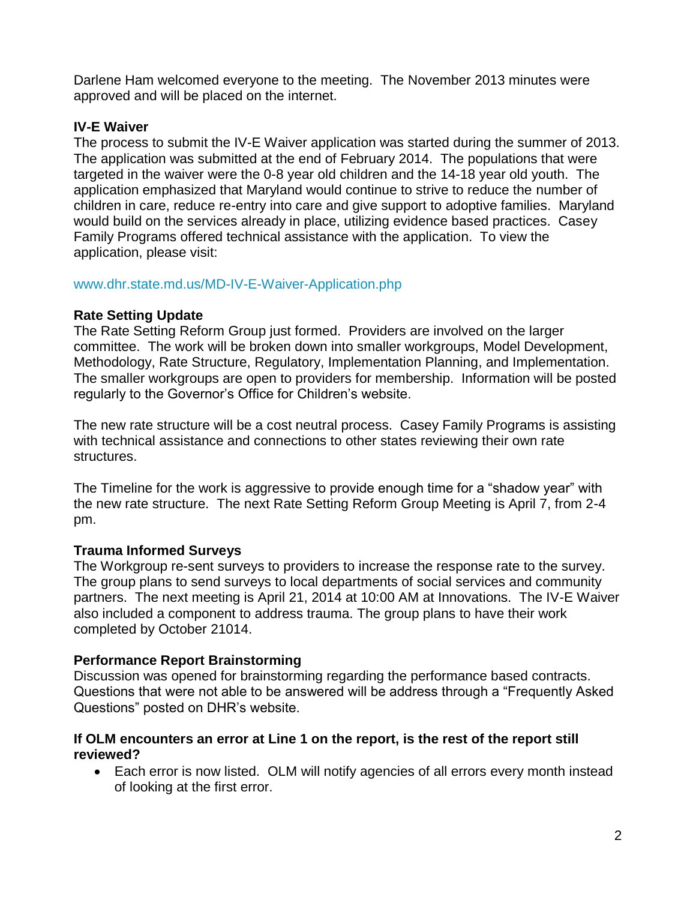Darlene Ham welcomed everyone to the meeting. The November 2013 minutes were approved and will be placed on the internet.

**IV-E Waiver**

The process to submit the IV-E Waiver application was started during the summer of 2013. The application was submitted at the end of February 2014. The populations that were targeted in the waiver were the 0-8 year old children and the 14-18 year old youth. The application emphasized that Maryland would continue to strive to reduce the number of children in care, reduce re-entry into care and give support to adoptive families. Maryland would build on the services already in place, utilizing evidence based practices. Casey Family Programs offered technical assistance with the application. To view the application, please visit:

www.dhr.state.md.us/MD-IV-E-Waiver-Application.php

**Rate Setting Update**

The Rate Setting Reform Group just formed. Providers are involved on the larger committee. The work will be broken down into smaller workgroups, Model Development, Methodology, Rate Structure, Regulatory, Implementation Planning, and Implementation. The smaller workgroups are open to providers for membership. Information will be posted regularly to the Governor's Office for Children's website.

The new rate structure will be a cost neutral process. Casey Family Programs is assisting with technical assistance and connections to other states reviewing their own rate structures.

The Timeline for the work is aggressive to provide enough time for a "shadow year" with the new rate structure. The next Rate Setting Reform Group Meeting is April 7, from 2-4 pm.

**Trauma Informed Surveys**

The Workgroup re-sent surveys to providers to increase the response rate to the survey. The group plans to send surveys to local departments of social services and community partners. The next meeting is April 21, 2014 at 10:00 AM at Innovations. The IV-E Waiver also included a component to address trauma. The group plans to have their work completed by October 21014.

**Performance Report Brainstorming**

Discussion was opened for brainstorming regarding the performance based contracts. Questions that were not able to be answered will be address through a "Frequently Asked Questions" posted on DHR's website.

**If OLM encounters an error at Line 1 on the report, is the rest of the report still reviewed?**

- Each error is now listed. OLM will notify agencies of all errors every month instead of looking at the first error.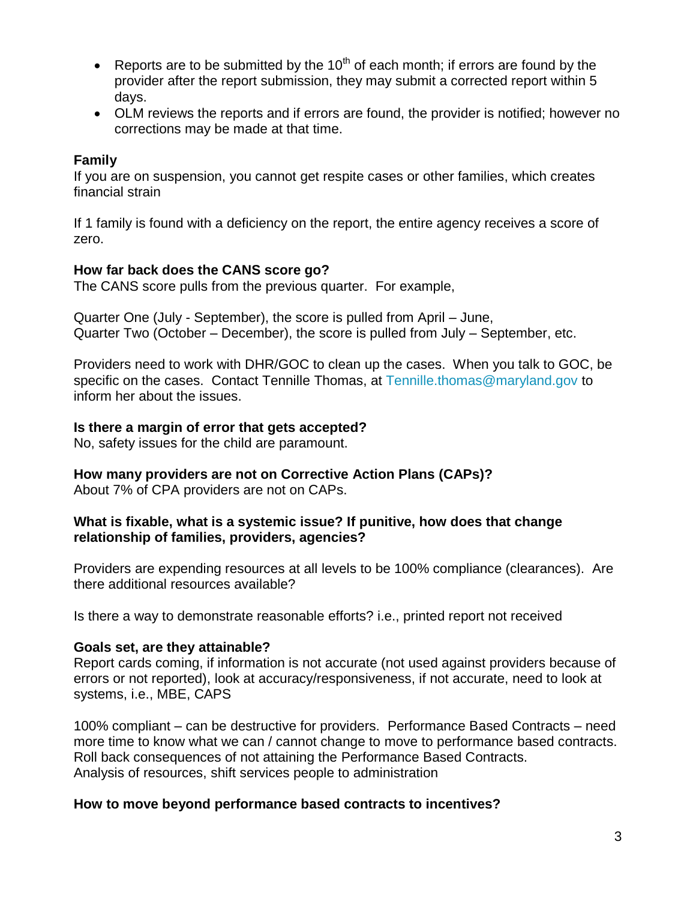- Reports are to be submitted by the 10th of each month; if errors are found by the provider after the report submission, they may submit a corrected report within 5 days.
- OLM reviews the reports and if errors are found, the provider is notified; however no corrections may be made at that time.

**Family**

If you are on suspension, you cannot get respite cases or other families, which creates financial strain

If 1 family is found with a deficiency on the report, the entire agency receives a score of zero.

**How far back does the CANS score go?**

The CANS score pulls from the previous quarter. For example,

Quarter One (July - September), the score is pulled from April – June,
Quarter Two (October – December), the score is pulled from July – September, etc.

Providers need to work with DHR/GOC to clean up the cases. When you talk to GOC, be specific on the cases. Contact Tennille Thomas, at Tennille.thomas@maryland.gov to inform her about the issues.

**Is there a margin of error that gets accepted?**

No, safety issues for the child are paramount.

**How many providers are not on Corrective Action Plans (CAPs)?**

About 7% of CPA providers are not on CAPs.

**What is fixable, what is a systemic issue? If punitive, how does that change relationship of families, providers, agencies?**

Providers are expending resources at all levels to be 100% compliance (clearances). Are there additional resources available?

Is there a way to demonstrate reasonable efforts? i.e., printed report not received

**Goals set, are they attainable?**

Report cards coming, if information is not accurate (not used against providers because of errors or not reported), look at accuracy/responsiveness, if not accurate, need to look at systems, i.e., MBE, CAPS

100% compliant – can be destructive for providers. Performance Based Contracts – need more time to know what we can / cannot change to move to performance based contracts. Roll back consequences of not attaining the Performance Based Contracts.
Analysis of resources, shift services people to administration

**How to move beyond performance based contracts to incentives?**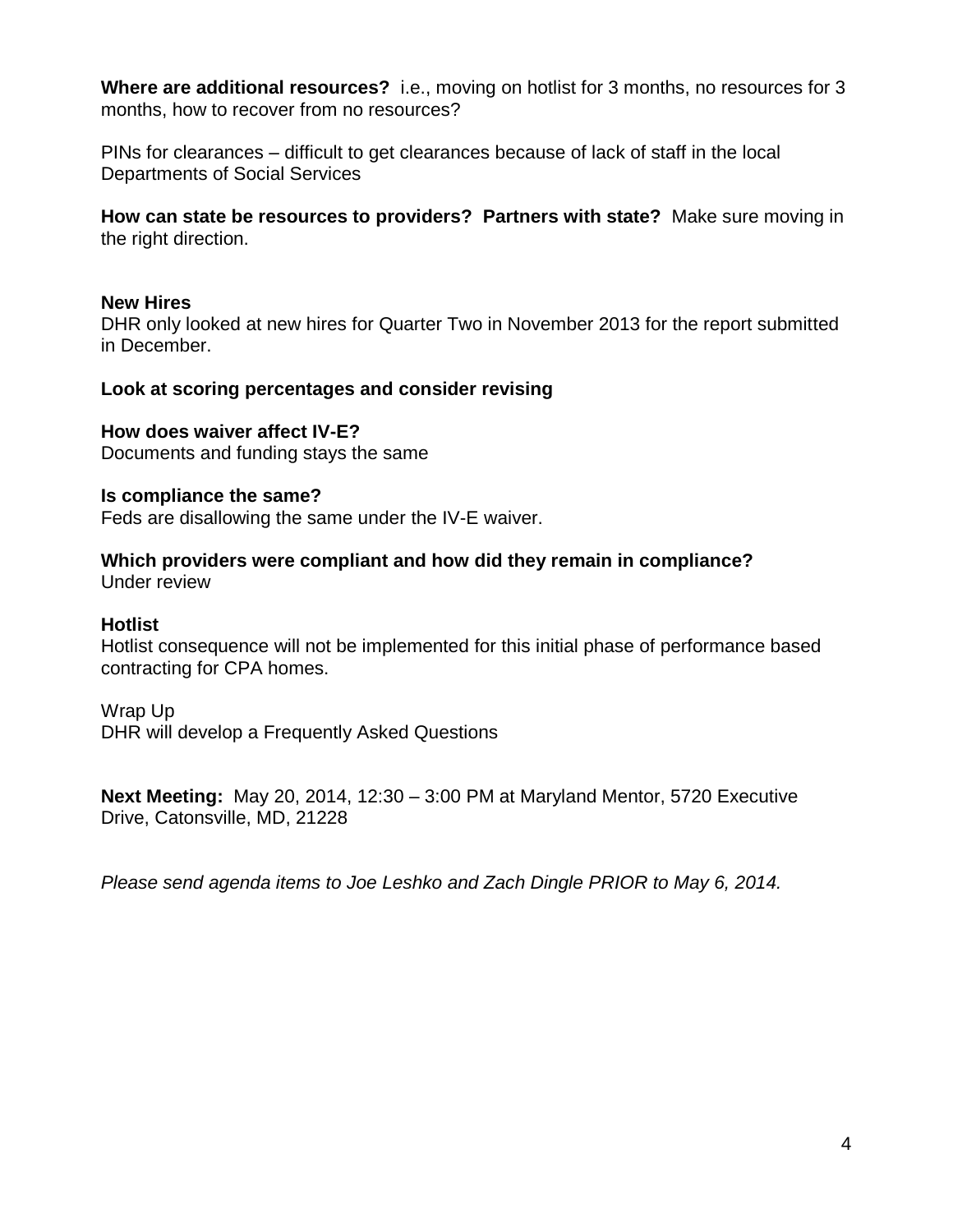**Where are additional resources?** i.e., moving on hotlist for 3 months, no resources for 3 months, how to recover from no resources?

PINs for clearances – difficult to get clearances because of lack of staff in the local Departments of Social Services

**How can state be resources to providers? Partners with state?** Make sure moving in the right direction.

**New Hires**
DHR only looked at new hires for Quarter Two in November 2013 for the report submitted in December.

**Look at scoring percentages and consider revising**

**How does waiver affect IV-E?**
Documents and funding stays the same

**Is compliance the same?**
Feds are disallowing the same under the IV-E waiver.

**Which providers were compliant and how did they remain in compliance?**
Under review

**Hotlist**
Hotlist consequence will not be implemented for this initial phase of performance based contracting for CPA homes.

Wrap Up
DHR will develop a Frequently Asked Questions

**Next Meeting:** May 20, 2014, 12:30 – 3:00 PM at Maryland Mentor, 5720 Executive Drive, Catonsville, MD, 21228

*Please send agenda items to Joe Leshko and Zach Dingle PRIOR to May 6, 2014.*